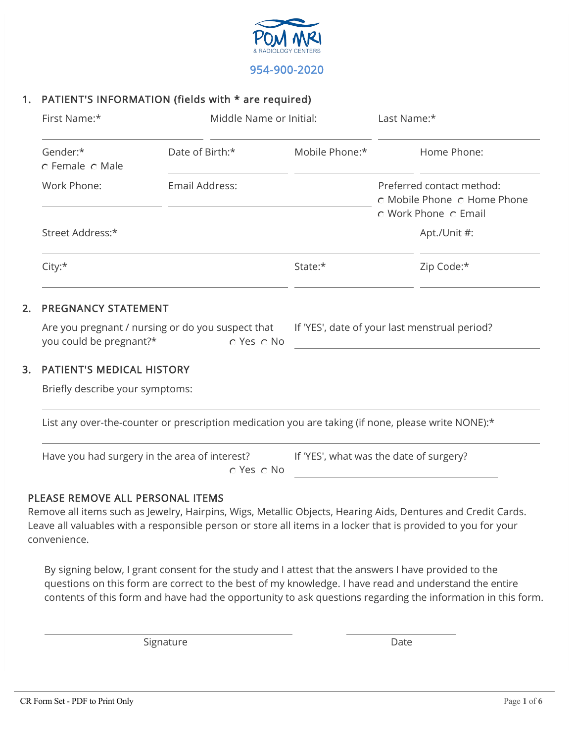POM MRI & RADIOLOGY CENTERS

954-900-2020

## 1. PATIENT'S INFORMATION (fields with * are required)

First Name:* ______________________ Middle Name or Initial: ______________________ Last Name:* ______________________

Gender:* ○ Female ○ Male

Date of Birth:* ______________________

Mobile Phone:* ______________________

Home Phone: ______________________

Work Phone: ______________________

Email Address: ______________________

Preferred contact method: ○ Mobile Phone ○ Home Phone ○ Work Phone ○ Email

Street Address:* ______________________ Apt./Unit #: ______________________

City:* ______________________ State:* ______________________ Zip Code:* ______________________

## 2. PREGNANCY STATEMENT

Are you pregnant / nursing or do you suspect that you could be pregnant?* ○ Yes ○ No

If 'YES', date of your last menstrual period? ______________________

## 3. PATIENT'S MEDICAL HISTORY

Briefly describe your symptoms:

______________________

List any over-the-counter or prescription medication you are taking (if none, please write NONE):*

______________________

Have you had surgery in the area of interest? ○ Yes ○ No

If 'YES', what was the date of surgery? ______________________

### PLEASE REMOVE ALL PERSONAL ITEMS

Remove all items such as Jewelry, Hairpins, Wigs, Metallic Objects, Hearing Aids, Dentures and Credit Cards. Leave all valuables with a responsible person or store all items in a locker that is provided to you for your convenience.

By signing below, I grant consent for the study and I attest that the answers I have provided to the questions on this form are correct to the best of my knowledge. I have read and understand the entire contents of this form and have had the opportunity to ask questions regarding the information in this form.

______________________ Signature

______________________ Date

CR Form Set - PDF to Print Only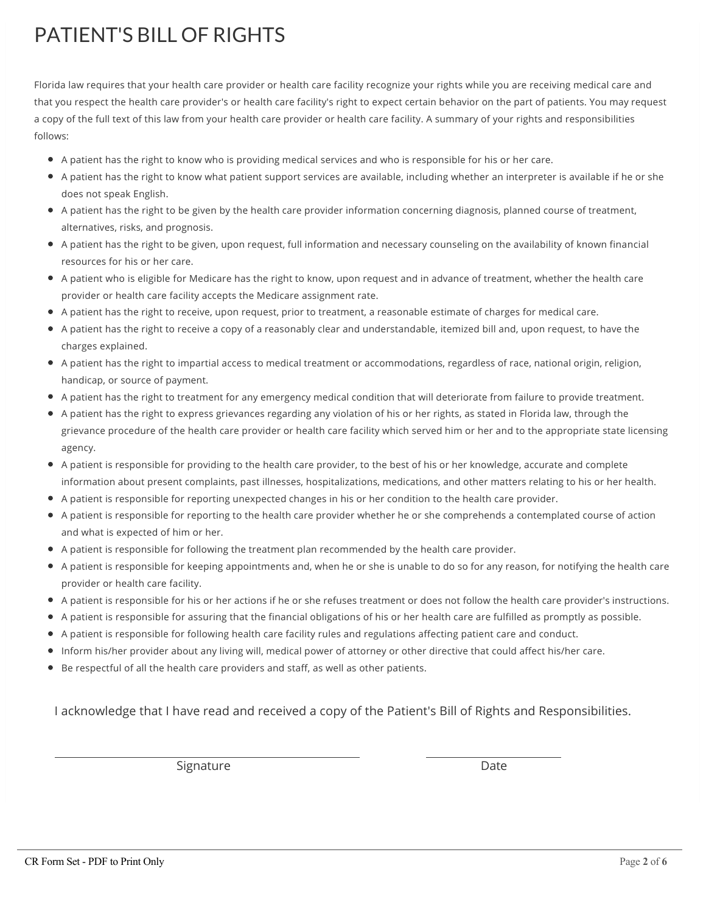# PATIENT'S BILL OF RIGHTS

Florida law requires that your health care provider or health care facility recognize your rights while you are receiving medical care and that you respect the health care provider's or health care facility's right to expect certain behavior on the part of patients. You may request a copy of the full text of this law from your health care provider or health care facility. A summary of your rights and responsibilities follows:

- A patient has the right to know who is providing medical services and who is responsible for his or her care.
- A patient has the right to know what patient support services are available, including whether an interpreter is available if he or she does not speak English.
- A patient has the right to be given by the health care provider information concerning diagnosis, planned course of treatment, alternatives, risks, and prognosis.
- A patient has the right to be given, upon request, full information and necessary counseling on the availability of known financial resources for his or her care.
- A patient who is eligible for Medicare has the right to know, upon request and in advance of treatment, whether the health care provider or health care facility accepts the Medicare assignment rate.
- A patient has the right to receive, upon request, prior to treatment, a reasonable estimate of charges for medical care.
- A patient has the right to receive a copy of a reasonably clear and understandable, itemized bill and, upon request, to have the charges explained.
- A patient has the right to impartial access to medical treatment or accommodations, regardless of race, national origin, religion, handicap, or source of payment.
- A patient has the right to treatment for any emergency medical condition that will deteriorate from failure to provide treatment.
- A patient has the right to express grievances regarding any violation of his or her rights, as stated in Florida law, through the grievance procedure of the health care provider or health care facility which served him or her and to the appropriate state licensing agency.
- A patient is responsible for providing to the health care provider, to the best of his or her knowledge, accurate and complete information about present complaints, past illnesses, hospitalizations, medications, and other matters relating to his or her health.
- A patient is responsible for reporting unexpected changes in his or her condition to the health care provider.
- A patient is responsible for reporting to the health care provider whether he or she comprehends a contemplated course of action and what is expected of him or her.
- A patient is responsible for following the treatment plan recommended by the health care provider.
- A patient is responsible for keeping appointments and, when he or she is unable to do so for any reason, for notifying the health care provider or health care facility.
- A patient is responsible for his or her actions if he or she refuses treatment or does not follow the health care provider's instructions.
- A patient is responsible for assuring that the financial obligations of his or her health care are fulfilled as promptly as possible.
- A patient is responsible for following health care facility rules and regulations affecting patient care and conduct.
- Inform his/her provider about any living will, medical power of attorney or other directive that could affect his/her care.
- Be respectful of all the health care providers and staff, as well as other patients.

I acknowledge that I have read and received a copy of the Patient's Bill of Rights and Responsibilities.

\_\_\_\_\_\_\_\_\_\_\_\_\_\_\_\_\_\_\_\_\_\_\_\_\_\_\_\_\_\_ Signature

\_\_\_\_\_\_\_\_\_\_\_\_\_\_\_ Date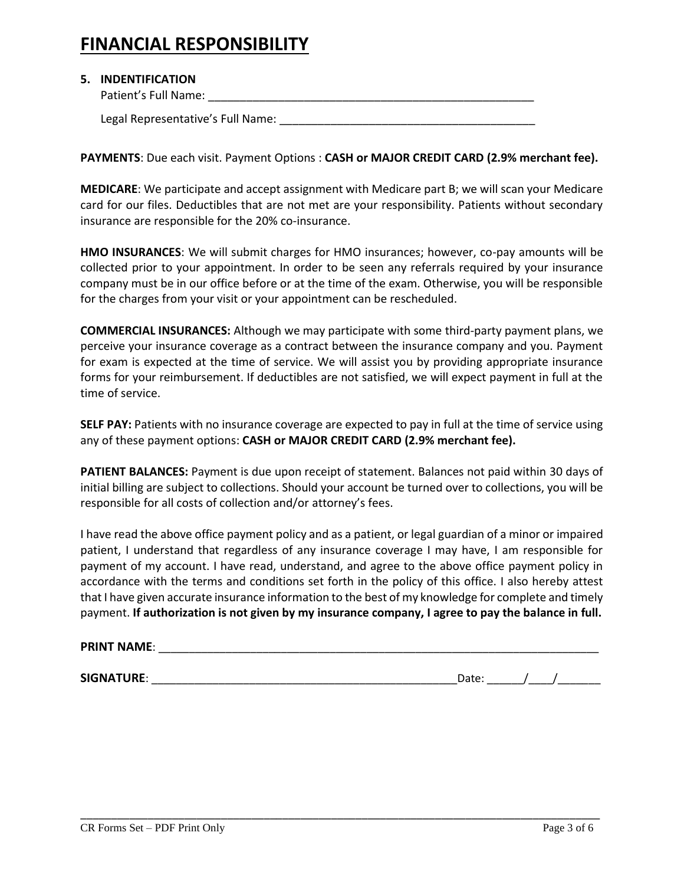# FINANCIAL RESPONSIBILITY

**5. INDENTIFICATION**

Patient's Full Name: ______________________________________________________

Legal Representative's Full Name: ________________________________________

**PAYMENTS**: Due each visit. Payment Options : **CASH or MAJOR CREDIT CARD (2.9% merchant fee).**

**MEDICARE**: We participate and accept assignment with Medicare part B; we will scan your Medicare card for our files. Deductibles that are not met are your responsibility. Patients without secondary insurance are responsible for the 20% co-insurance.

**HMO INSURANCES**: We will submit charges for HMO insurances; however, co-pay amounts will be collected prior to your appointment. In order to be seen any referrals required by your insurance company must be in our office before or at the time of the exam. Otherwise, you will be responsible for the charges from your visit or your appointment can be rescheduled.

**COMMERCIAL INSURANCES:** Although we may participate with some third-party payment plans, we perceive your insurance coverage as a contract between the insurance company and you. Payment for exam is expected at the time of service. We will assist you by providing appropriate insurance forms for your reimbursement. If deductibles are not satisfied, we will expect payment in full at the time of service.

**SELF PAY:** Patients with no insurance coverage are expected to pay in full at the time of service using any of these payment options: **CASH or MAJOR CREDIT CARD (2.9% merchant fee).**

**PATIENT BALANCES:** Payment is due upon receipt of statement. Balances not paid within 30 days of initial billing are subject to collections. Should your account be turned over to collections, you will be responsible for all costs of collection and/or attorney's fees.

I have read the above office payment policy and as a patient, or legal guardian of a minor or impaired patient, I understand that regardless of any insurance coverage I may have, I am responsible for payment of my account. I have read, understand, and agree to the above office payment policy in accordance with the terms and conditions set forth in the policy of this office. I also hereby attest that I have given accurate insurance information to the best of my knowledge for complete and timely payment. **If authorization is not given by my insurance company, I agree to pay the balance in full.**

**PRINT NAME**: ______________________________________________________________________

**SIGNATURE**: _________________________________________________ Date: ______/____/_______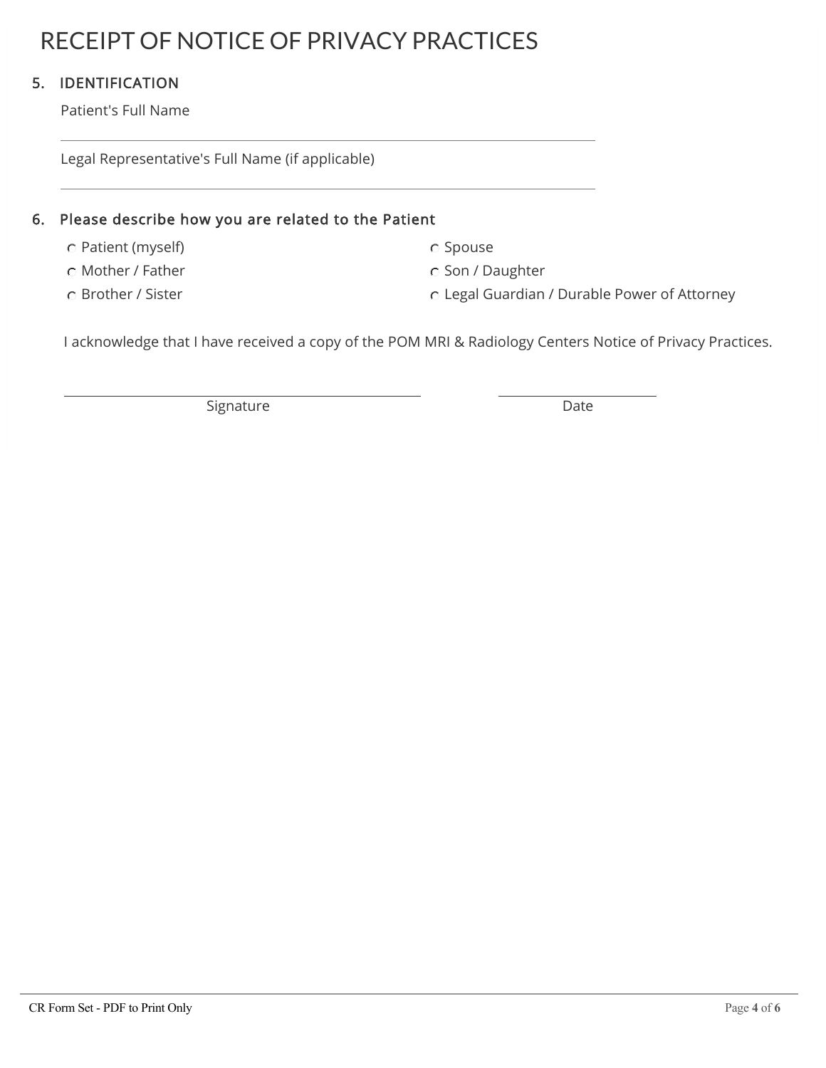# RECEIPT OF NOTICE OF PRIVACY PRACTICES

## 5. IDENTIFICATION

Patient's Full Name

\_\_\_\_\_\_\_\_\_\_\_\_\_\_\_\_\_\_\_\_\_\_\_\_\_\_\_\_\_\_\_\_\_\_\_\_\_\_\_\_\_\_\_\_

Legal Representative's Full Name (if applicable)

\_\_\_\_\_\_\_\_\_\_\_\_\_\_\_\_\_\_\_\_\_\_\_\_\_\_\_\_\_\_\_\_\_\_\_\_\_\_\_\_\_\_\_\_

## 6. Please describe how you are related to the Patient

- ○ Patient (myself)
- ○ Mother / Father
- ○ Brother / Sister
- ○ Spouse
- ○ Son / Daughter
- ○ Legal Guardian / Durable Power of Attorney

I acknowledge that I have received a copy of the POM MRI & Radiology Centers Notice of Privacy Practices.

\_\_\_\_\_\_\_\_\_\_\_\_\_\_\_\_\_\_\_\_\_\_\_\_\_\_\_\_\_\_\_\_ Signature

\_\_\_\_\_\_\_\_\_\_\_\_\_\_\_\_ Date

CR Form Set - PDF to Print Only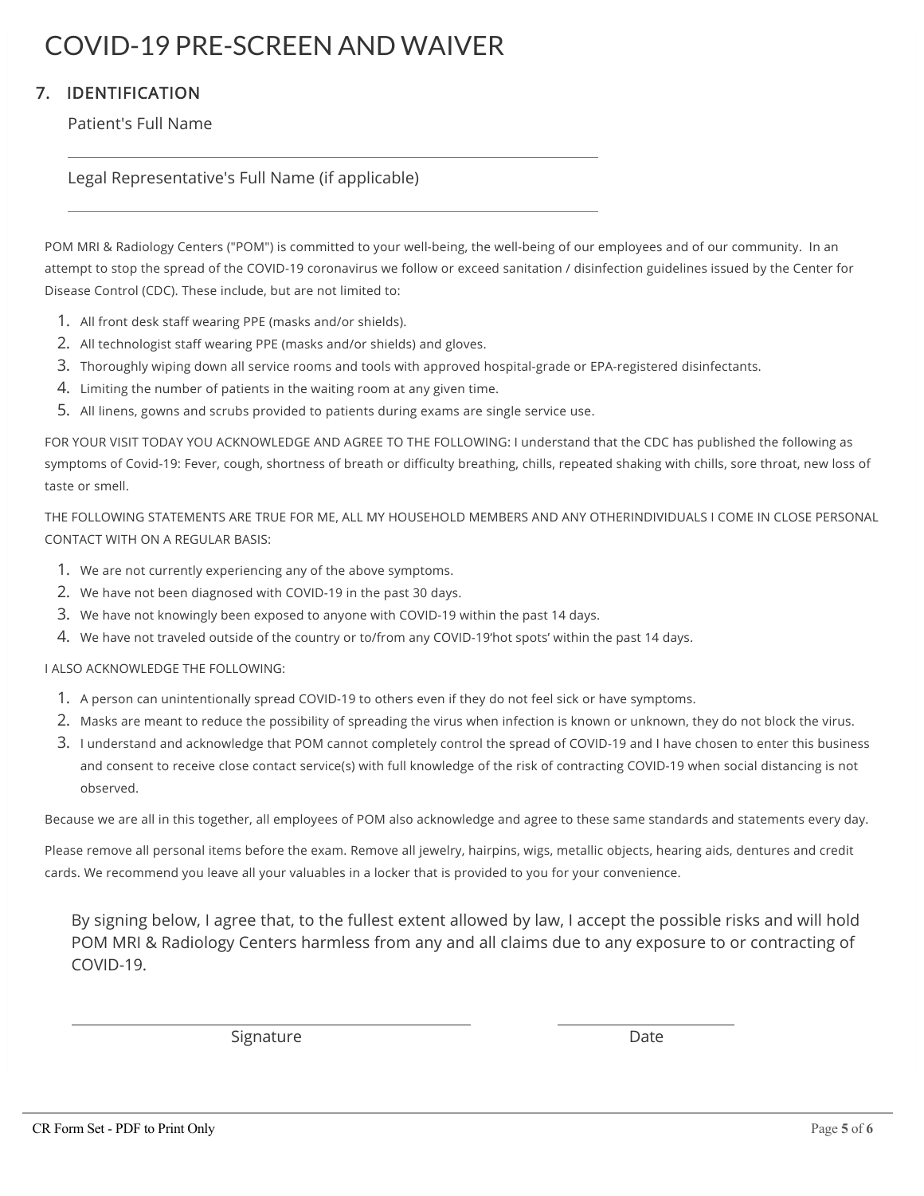# COVID-19 PRE-SCREEN AND WAIVER

## 7. IDENTIFICATION

Patient's Full Name

_______________________________________________

Legal Representative's Full Name (if applicable)

_______________________________________________

POM MRI & Radiology Centers ("POM") is committed to your well-being, the well-being of our employees and of our community. In an attempt to stop the spread of the COVID-19 coronavirus we follow or exceed sanitation / disinfection guidelines issued by the Center for Disease Control (CDC). These include, but are not limited to:

1. All front desk staff wearing PPE (masks and/or shields).
2. All technologist staff wearing PPE (masks and/or shields) and gloves.
3. Thoroughly wiping down all service rooms and tools with approved hospital-grade or EPA-registered disinfectants.
4. Limiting the number of patients in the waiting room at any given time.
5. All linens, gowns and scrubs provided to patients during exams are single service use.

FOR YOUR VISIT TODAY YOU ACKNOWLEDGE AND AGREE TO THE FOLLOWING: I understand that the CDC has published the following as symptoms of Covid-19: Fever, cough, shortness of breath or difficulty breathing, chills, repeated shaking with chills, sore throat, new loss of taste or smell.

THE FOLLOWING STATEMENTS ARE TRUE FOR ME, ALL MY HOUSEHOLD MEMBERS AND ANY OTHERINDIVIDUALS I COME IN CLOSE PERSONAL CONTACT WITH ON A REGULAR BASIS:

1. We are not currently experiencing any of the above symptoms.
2. We have not been diagnosed with COVID-19 in the past 30 days.
3. We have not knowingly been exposed to anyone with COVID-19 within the past 14 days.
4. We have not traveled outside of the country or to/from any COVID-19'hot spots' within the past 14 days.

I ALSO ACKNOWLEDGE THE FOLLOWING:

1. A person can unintentionally spread COVID-19 to others even if they do not feel sick or have symptoms.
2. Masks are meant to reduce the possibility of spreading the virus when infection is known or unknown, they do not block the virus.
3. I understand and acknowledge that POM cannot completely control the spread of COVID-19 and I have chosen to enter this business and consent to receive close contact service(s) with full knowledge of the risk of contracting COVID-19 when social distancing is not observed.

Because we are all in this together, all employees of POM also acknowledge and agree to these same standards and statements every day.

Please remove all personal items before the exam. Remove all jewelry, hairpins, wigs, metallic objects, hearing aids, dentures and credit cards. We recommend you leave all your valuables in a locker that is provided to you for your convenience.

By signing below, I agree that, to the fullest extent allowed by law, I accept the possible risks and will hold POM MRI & Radiology Centers harmless from any and all claims due to any exposure to or contracting of COVID-19.

_______________________________ Signature

_______________ Date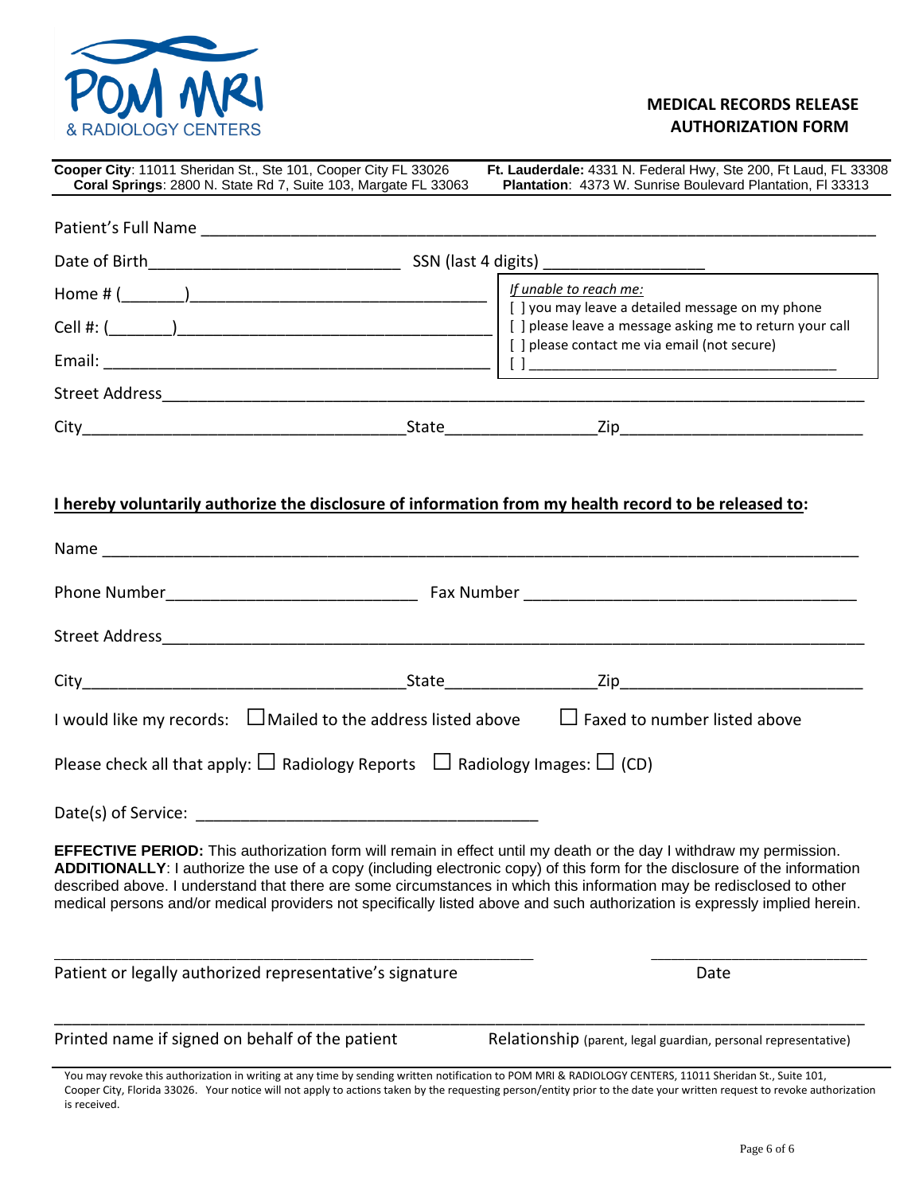POM MRI
& RADIOLOGY CENTERS

# MEDICAL RECORDS RELEASE AUTHORIZATION FORM

**Cooper City**: 11011 Sheridan St., Ste 101, Cooper City FL 33026
**Coral Springs**: 2800 N. State Rd 7, Suite 103, Margate FL 33063
**Ft. Lauderdale:** 4331 N. Federal Hwy, Ste 200, Ft Laud, FL 33308
**Plantation**: 4373 W. Sunrise Boulevard Plantation, Fl 33313

Patient's Full Name ____________________________________________

Date of Birth____________________________ SSN (last 4 digits) __________________

Home # (_______)_________________________________

Cell #: (_______)__________________________________

Email: ___________________________________________

*If unable to reach me:*
[ ] you may leave a detailed message on my phone
[ ] please leave a message asking me to return your call
[ ] please contact me via email (not secure)
[ ] ______________________________________

Street Address_____________________________________________

City___________________________________State________________Zip__________________________

**I hereby voluntarily authorize the disclosure of information from my health record to be released to:**

Name ___________________________________________________________

Phone Number___________________________ Fax Number ___________________________________

Street Address_____________________________________________

City___________________________________State________________Zip__________________________

I would like my records: ☐ Mailed to the address listed above ☐ Faxed to number listed above

Please check all that apply: ☐ Radiology Reports ☐ Radiology Images: ☐ (CD)

Date(s) of Service: ______________________________________

**EFFECTIVE PERIOD:** This authorization form will remain in effect until my death or the day I withdraw my permission. **ADDITIONALLY**: I authorize the use of a copy (including electronic copy) of this form for the disclosure of the information described above. I understand that there are some circumstances in which this information may be redisclosed to other medical persons and/or medical providers not specifically listed above and such authorization is expressly implied herein.

__________________________________________________________ ________________________

Patient or legally authorized representative's signature Date

__________________________________________________________________________________________

Printed name if signed on behalf of the patient Relationship (parent, legal guardian, personal representative)

You may revoke this authorization in writing at any time by sending written notification to POM MRI & RADIOLOGY CENTERS, 11011 Sheridan St., Suite 101, Cooper City, Florida 33026. Your notice will not apply to actions taken by the requesting person/entity prior to the date your written request to revoke authorization is received.